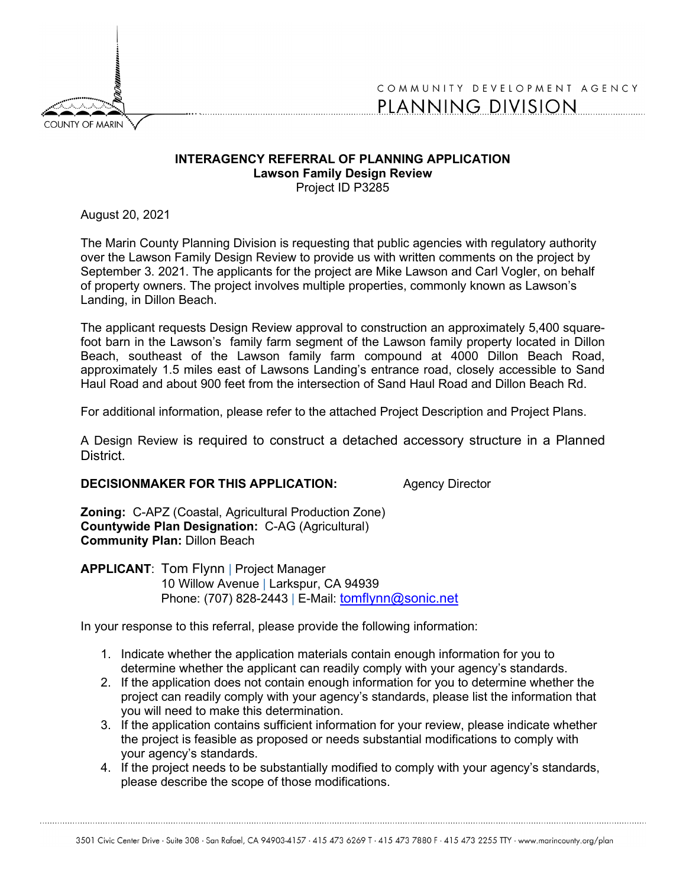COUNTY OF MARIN

COMMUNITY DEVELOPMENT AGENCY
PLANNING DIVISION

**INTERAGENCY REFERRAL OF PLANNING APPLICATION**
**Lawson Family Design Review**
Project ID P3285

August 20, 2021

The Marin County Planning Division is requesting that public agencies with regulatory authority over the Lawson Family Design Review to provide us with written comments on the project by September 3. 2021. The applicants for the project are Mike Lawson and Carl Vogler, on behalf of property owners. The project involves multiple properties, commonly known as Lawson's Landing, in Dillon Beach.

The applicant requests Design Review approval to construction an approximately 5,400 square-foot barn in the Lawson's family farm segment of the Lawson family property located in Dillon Beach, southeast of the Lawson family farm compound at 4000 Dillon Beach Road, approximately 1.5 miles east of Lawsons Landing's entrance road, closely accessible to Sand Haul Road and about 900 feet from the intersection of Sand Haul Road and Dillon Beach Rd.

For additional information, please refer to the attached Project Description and Project Plans.

A Design Review is required to construct a detached accessory structure in a Planned District.

**DECISIONMAKER FOR THIS APPLICATION:** Agency Director

**Zoning:** C-APZ (Coastal, Agricultural Production Zone)
**Countywide Plan Designation:** C-AG (Agricultural)
**Community Plan:** Dillon Beach

**APPLICANT**: Tom Flynn | Project Manager
10 Willow Avenue | Larkspur, CA 94939
Phone: (707) 828-2443 | E-Mail: tomflynn@sonic.net

In your response to this referral, please provide the following information:

1. Indicate whether the application materials contain enough information for you to determine whether the applicant can readily comply with your agency's standards.
2. If the application does not contain enough information for you to determine whether the project can readily comply with your agency's standards, please list the information that you will need to make this determination.
3. If the application contains sufficient information for your review, please indicate whether the project is feasible as proposed or needs substantial modifications to comply with your agency's standards.
4. If the project needs to be substantially modified to comply with your agency's standards, please describe the scope of those modifications.

3501 Civic Center Drive · Suite 308 · San Rafael, CA 94903-4157 · 415 473 6269 T · 415 473 7880 F · 415 473 2255 TTY · www.marincounty.org/plan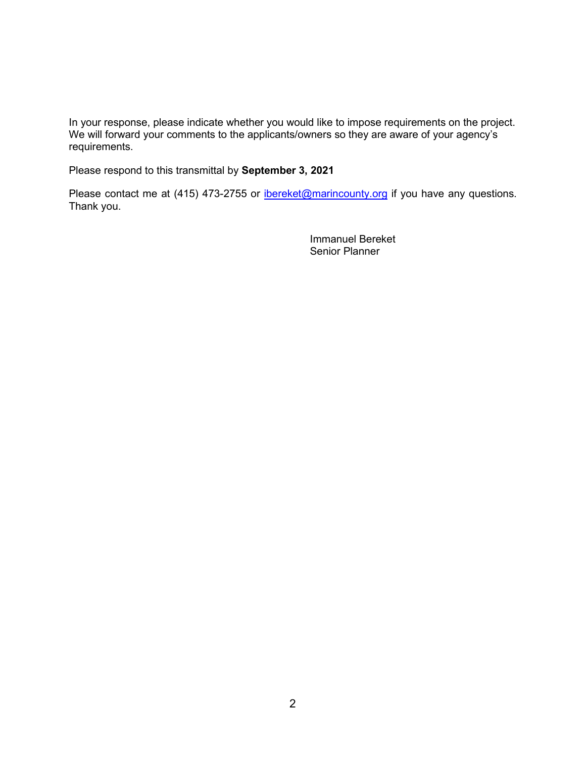In your response, please indicate whether you would like to impose requirements on the project. We will forward your comments to the applicants/owners so they are aware of your agency's requirements.

Please respond to this transmittal by **September 3, 2021**

Please contact me at (415) 473-2755 or ibereket@marincounty.org if you have any questions. Thank you.

Immanuel Bereket
Senior Planner